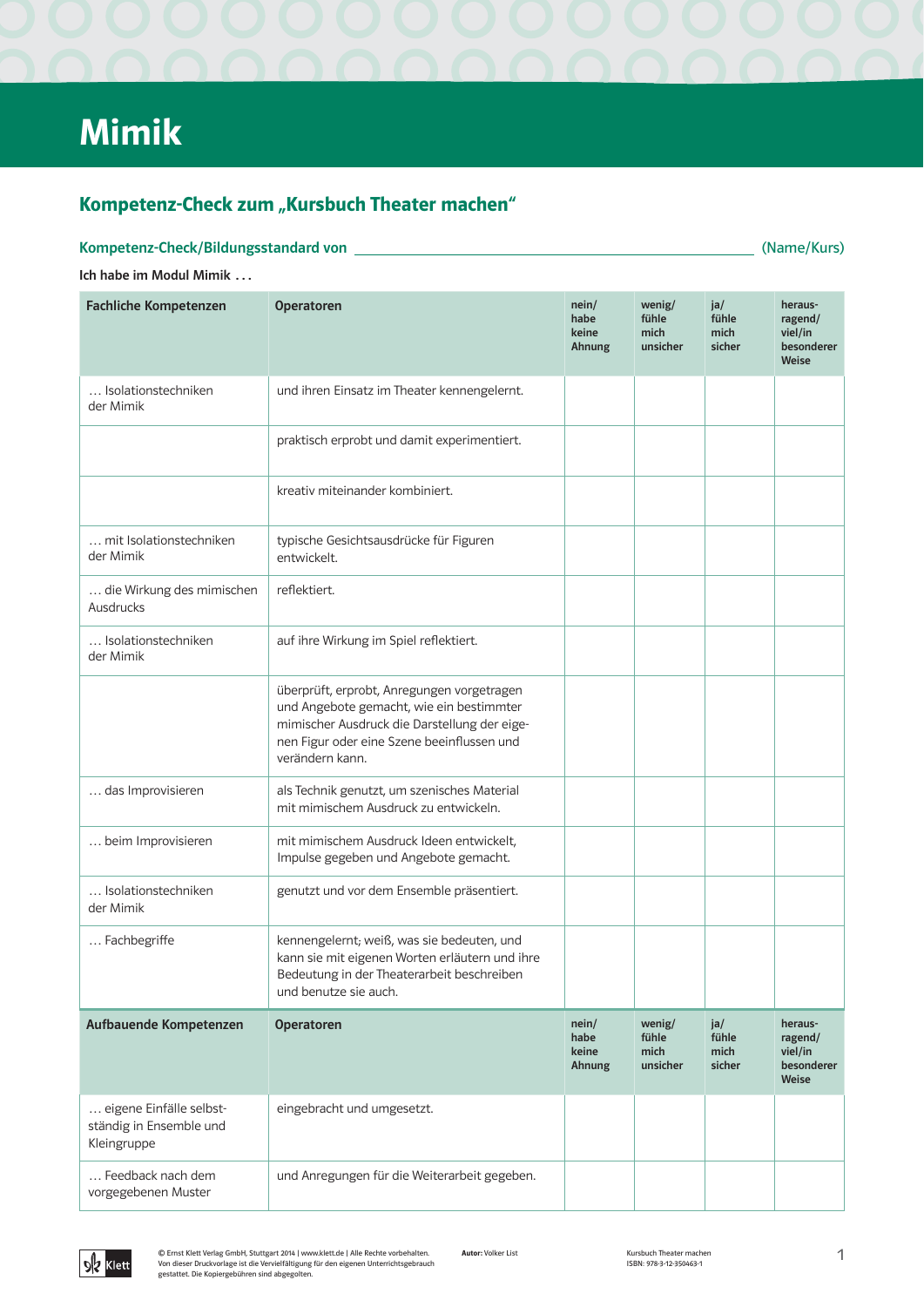# Mimik

## Kompetenz-Check zum „Kursbuch Theater machen"

**Kompetenz-Check/Bildungsstandard von** ______________________________ (Name/Kurs)

**Ich habe im Modul Mimik …**

| Fachliche Kompetenzen | Operatoren | nein/ habe keine Ahnung | wenig/ fühle mich unsicher | ja/ fühle mich sicher | heraus­ragend/ viel/in besonderer Weise |
|---|---|---|---|---|---|
| … Isolationstechniken der Mimik | und ihren Einsatz im Theater kennengelernt. | | | | |
| | praktisch erprobt und damit experimentiert. | | | | |
| | kreativ miteinander kombiniert. | | | | |
| … mit Isolationstechniken der Mimik | typische Gesichtsausdrücke für Figuren entwickelt. | | | | |
| … die Wirkung des mimischen Ausdrucks | reflektiert. | | | | |
| … Isolationstechniken der Mimik | auf ihre Wirkung im Spiel reflektiert. | | | | |
| | überprüft, erprobt, Anregungen vorgetragen und Angebote gemacht, wie ein bestimmter mimischer Ausdruck die Darstellung der eigenen Figur oder eine Szene beeinflussen und verändern kann. | | | | |
| … das Improvisieren | als Technik genutzt, um szenisches Material mit mimischem Ausdruck zu entwickeln. | | | | |
| … beim Improvisieren | mit mimischem Ausdruck Ideen entwickelt, Impulse gegeben und Angebote gemacht. | | | | |
| … Isolationstechniken der Mimik | genutzt und vor dem Ensemble präsentiert. | | | | |
| … Fachbegriffe | kennengelernt; weiß, was sie bedeuten, und kann sie mit eigenen Worten erläutern und ihre Bedeutung in der Theaterarbeit beschreiben und benutze sie auch. | | | | |
| **Aufbauende Kompetenzen** | **Operatoren** | **nein/ habe keine Ahnung** | **wenig/ fühle mich unsicher** | **ja/ fühle mich sicher** | **heraus­ragend/ viel/in besonderer Weise** |
| … eigene Einfälle selbstständig in Ensemble und Kleingruppe | eingebracht und umgesetzt. | | | | |
| … Feedback nach dem vorgegebenen Muster | und Anregungen für die Weiterarbeit gegeben. | | | | |

© Ernst Klett Verlag GmbH, Stuttgart 2014 | www.klett.de | Alle Rechte vorbehalten. Von dieser Druckvorlage ist die Vervielfältigung für den eigenen Unterrichtsgebrauch gestattet. Die Kopiergebühren sind abgegolten.

**Autor:** Volker List

Kursbuch Theater machen
ISBN: 978-3-12-350463-1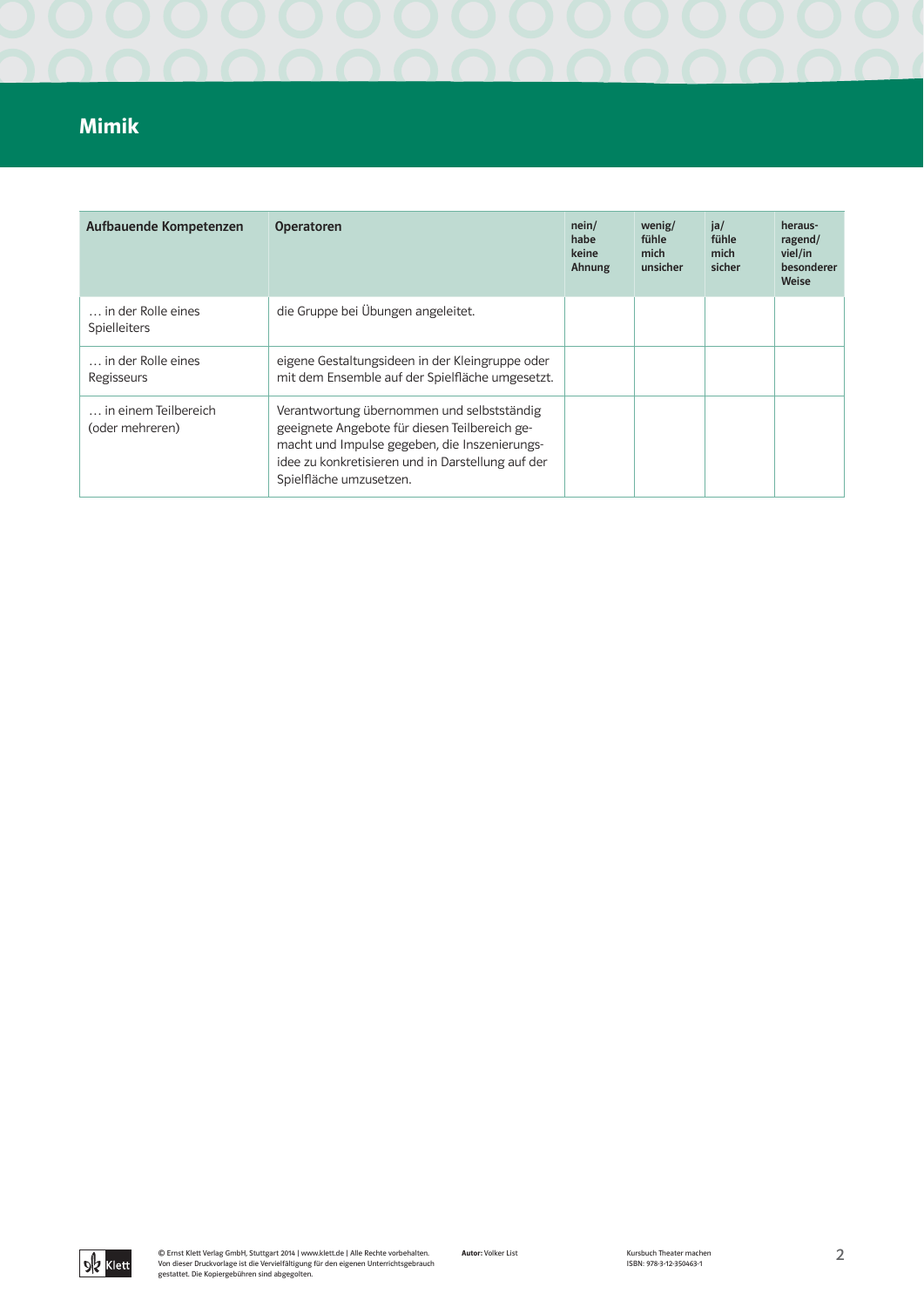# Mimik

| Aufbauende Kompetenzen | Operatoren | nein/ habe keine Ahnung | wenig/ fühle mich unsicher | ja/ fühle mich sicher | heraus-ragend/ viel/in besonderer Weise |
|---|---|---|---|---|---|
| … in der Rolle eines Spielleiters | die Gruppe bei Übungen angeleitet. | | | | |
| … in der Rolle eines Regisseurs | eigene Gestaltungsideen in der Kleingruppe oder mit dem Ensemble auf der Spielfläche umgesetzt. | | | | |
| … in einem Teilbereich (oder mehreren) | Verantwortung übernommen und selbstständig geeignete Angebote für diesen Teilbereich gemacht und Impulse gegeben, die Inszenierungsidee zu konkretisieren und in Darstellung auf der Spielfläche umzusetzen. | | | | |